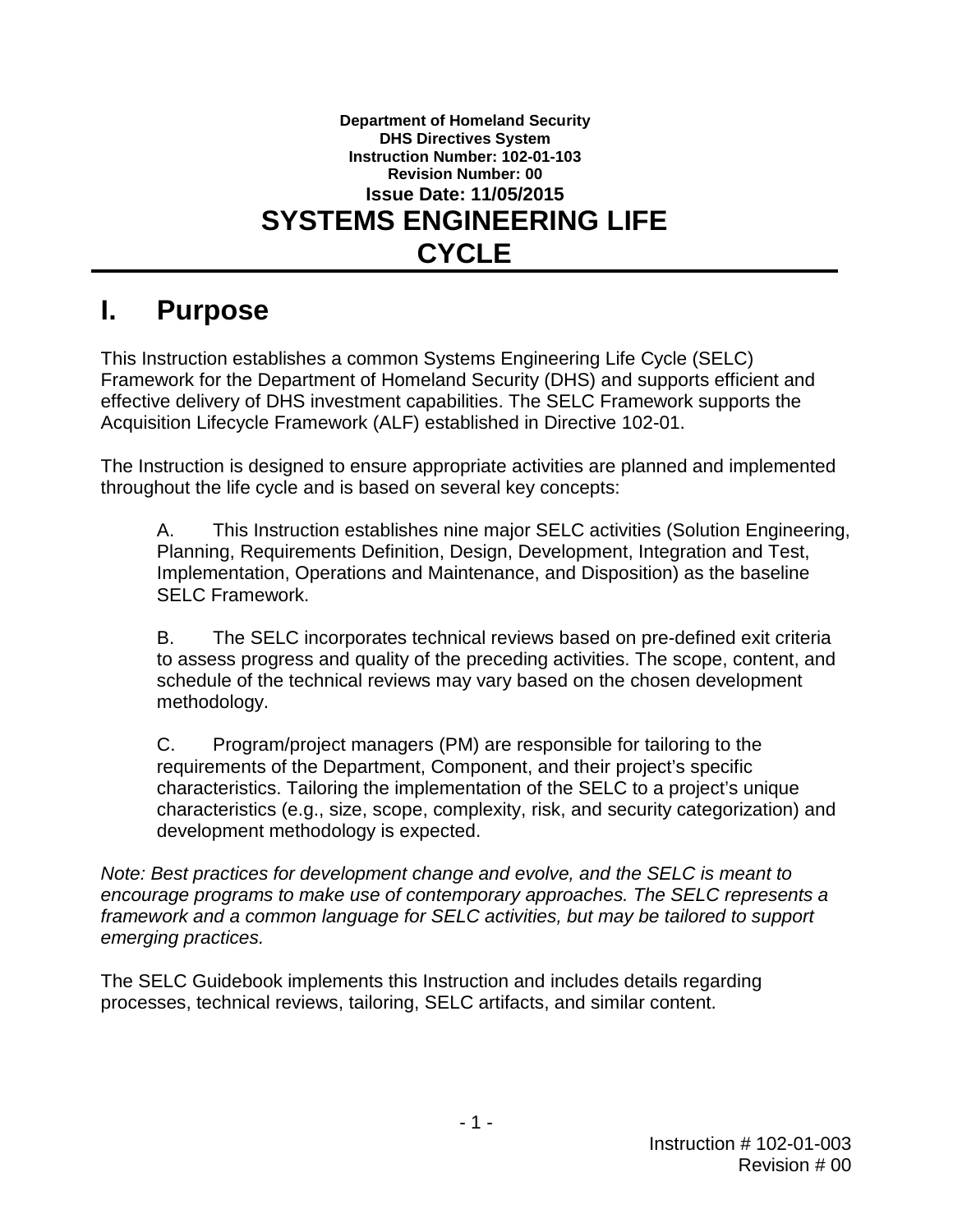**Department of Homeland Security**
**DHS Directives System**
**Instruction Number: 102-01-103**
**Revision Number: 00**
**Issue Date: 11/05/2015**

# SYSTEMS ENGINEERING LIFE CYCLE

## I. Purpose

This Instruction establishes a common Systems Engineering Life Cycle (SELC) Framework for the Department of Homeland Security (DHS) and supports efficient and effective delivery of DHS investment capabilities. The SELC Framework supports the Acquisition Lifecycle Framework (ALF) established in Directive 102-01.

The Instruction is designed to ensure appropriate activities are planned and implemented throughout the life cycle and is based on several key concepts:

A. This Instruction establishes nine major SELC activities (Solution Engineering, Planning, Requirements Definition, Design, Development, Integration and Test, Implementation, Operations and Maintenance, and Disposition) as the baseline SELC Framework.

B. The SELC incorporates technical reviews based on pre-defined exit criteria to assess progress and quality of the preceding activities. The scope, content, and schedule of the technical reviews may vary based on the chosen development methodology.

C. Program/project managers (PM) are responsible for tailoring to the requirements of the Department, Component, and their project's specific characteristics. Tailoring the implementation of the SELC to a project's unique characteristics (e.g., size, scope, complexity, risk, and security categorization) and development methodology is expected.

*Note: Best practices for development change and evolve, and the SELC is meant to encourage programs to make use of contemporary approaches. The SELC represents a framework and a common language for SELC activities, but may be tailored to support emerging practices.*

The SELC Guidebook implements this Instruction and includes details regarding processes, technical reviews, tailoring, SELC artifacts, and similar content.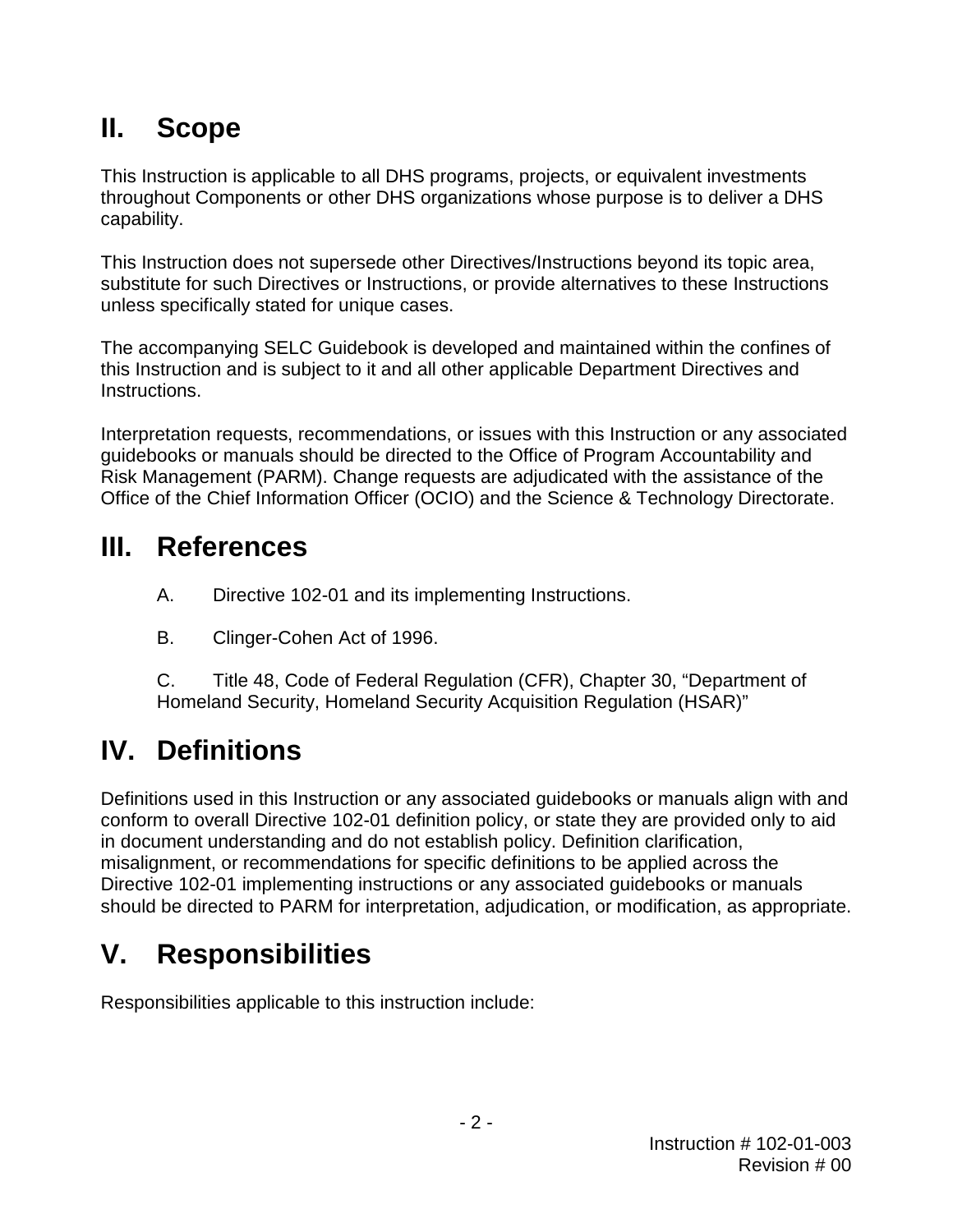## II. Scope

This Instruction is applicable to all DHS programs, projects, or equivalent investments throughout Components or other DHS organizations whose purpose is to deliver a DHS capability.

This Instruction does not supersede other Directives/Instructions beyond its topic area, substitute for such Directives or Instructions, or provide alternatives to these Instructions unless specifically stated for unique cases.

The accompanying SELC Guidebook is developed and maintained within the confines of this Instruction and is subject to it and all other applicable Department Directives and Instructions.

Interpretation requests, recommendations, or issues with this Instruction or any associated guidebooks or manuals should be directed to the Office of Program Accountability and Risk Management (PARM). Change requests are adjudicated with the assistance of the Office of the Chief Information Officer (OCIO) and the Science & Technology Directorate.

## III. References

A. Directive 102-01 and its implementing Instructions.

B. Clinger-Cohen Act of 1996.

C. Title 48, Code of Federal Regulation (CFR), Chapter 30, "Department of Homeland Security, Homeland Security Acquisition Regulation (HSAR)"

## IV. Definitions

Definitions used in this Instruction or any associated guidebooks or manuals align with and conform to overall Directive 102-01 definition policy, or state they are provided only to aid in document understanding and do not establish policy. Definition clarification, misalignment, or recommendations for specific definitions to be applied across the Directive 102-01 implementing instructions or any associated guidebooks or manuals should be directed to PARM for interpretation, adjudication, or modification, as appropriate.

## V. Responsibilities

Responsibilities applicable to this instruction include: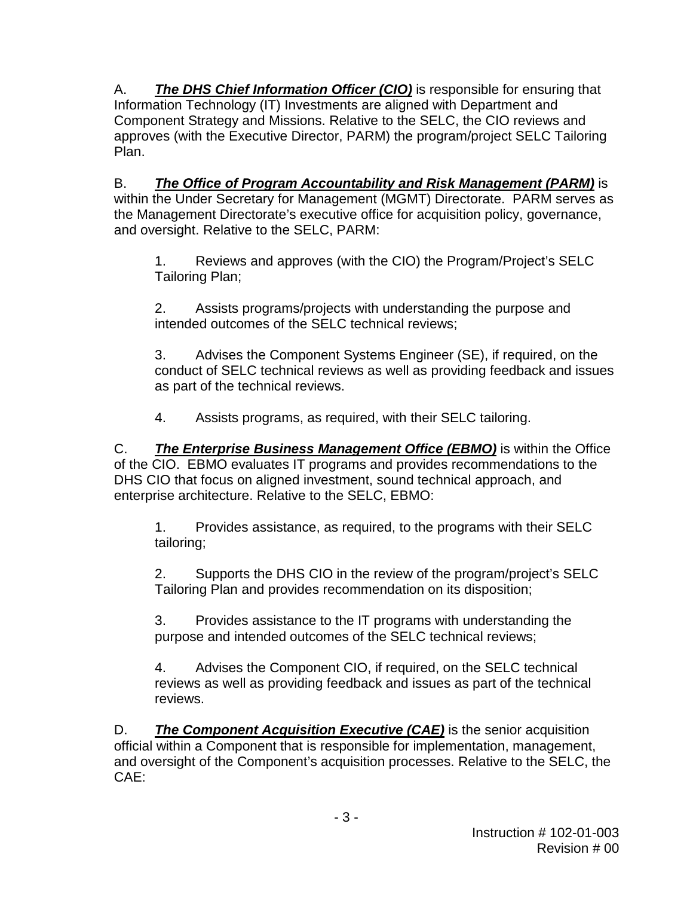A. ***The DHS Chief Information Officer (CIO)*** is responsible for ensuring that Information Technology (IT) Investments are aligned with Department and Component Strategy and Missions. Relative to the SELC, the CIO reviews and approves (with the Executive Director, PARM) the program/project SELC Tailoring Plan.

B. ***The Office of Program Accountability and Risk Management (PARM)*** is within the Under Secretary for Management (MGMT) Directorate. PARM serves as the Management Directorate's executive office for acquisition policy, governance, and oversight. Relative to the SELC, PARM:

1. Reviews and approves (with the CIO) the Program/Project's SELC Tailoring Plan;

2. Assists programs/projects with understanding the purpose and intended outcomes of the SELC technical reviews;

3. Advises the Component Systems Engineer (SE), if required, on the conduct of SELC technical reviews as well as providing feedback and issues as part of the technical reviews.

4. Assists programs, as required, with their SELC tailoring.

C. ***The Enterprise Business Management Office (EBMO)*** is within the Office of the CIO. EBMO evaluates IT programs and provides recommendations to the DHS CIO that focus on aligned investment, sound technical approach, and enterprise architecture. Relative to the SELC, EBMO:

1. Provides assistance, as required, to the programs with their SELC tailoring;

2. Supports the DHS CIO in the review of the program/project's SELC Tailoring Plan and provides recommendation on its disposition;

3. Provides assistance to the IT programs with understanding the purpose and intended outcomes of the SELC technical reviews;

4. Advises the Component CIO, if required, on the SELC technical reviews as well as providing feedback and issues as part of the technical reviews.

D. ***The Component Acquisition Executive (CAE)*** is the senior acquisition official within a Component that is responsible for implementation, management, and oversight of the Component's acquisition processes. Relative to the SELC, the CAE: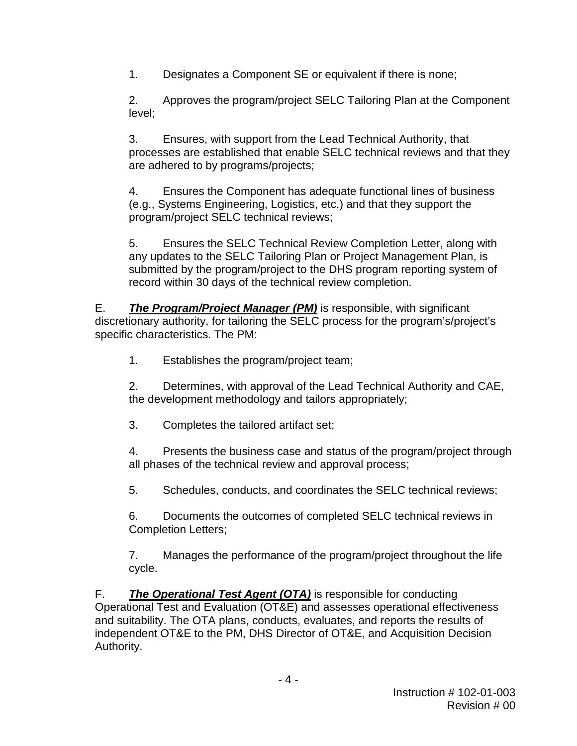1. Designates a Component SE or equivalent if there is none;

2. Approves the program/project SELC Tailoring Plan at the Component level;

3. Ensures, with support from the Lead Technical Authority, that processes are established that enable SELC technical reviews and that they are adhered to by programs/projects;

4. Ensures the Component has adequate functional lines of business (e.g., Systems Engineering, Logistics, etc.) and that they support the program/project SELC technical reviews;

5. Ensures the SELC Technical Review Completion Letter, along with any updates to the SELC Tailoring Plan or Project Management Plan, is submitted by the program/project to the DHS program reporting system of record within 30 days of the technical review completion.

E. ***The Program/Project Manager (PM)*** is responsible, with significant discretionary authority, for tailoring the SELC process for the program's/project's specific characteristics. The PM:

1. Establishes the program/project team;

2. Determines, with approval of the Lead Technical Authority and CAE, the development methodology and tailors appropriately;

3. Completes the tailored artifact set;

4. Presents the business case and status of the program/project through all phases of the technical review and approval process;

5. Schedules, conducts, and coordinates the SELC technical reviews;

6. Documents the outcomes of completed SELC technical reviews in Completion Letters;

7. Manages the performance of the program/project throughout the life cycle.

F. ***The Operational Test Agent (OTA)*** is responsible for conducting Operational Test and Evaluation (OT&E) and assesses operational effectiveness and suitability. The OTA plans, conducts, evaluates, and reports the results of independent OT&E to the PM, DHS Director of OT&E, and Acquisition Decision Authority.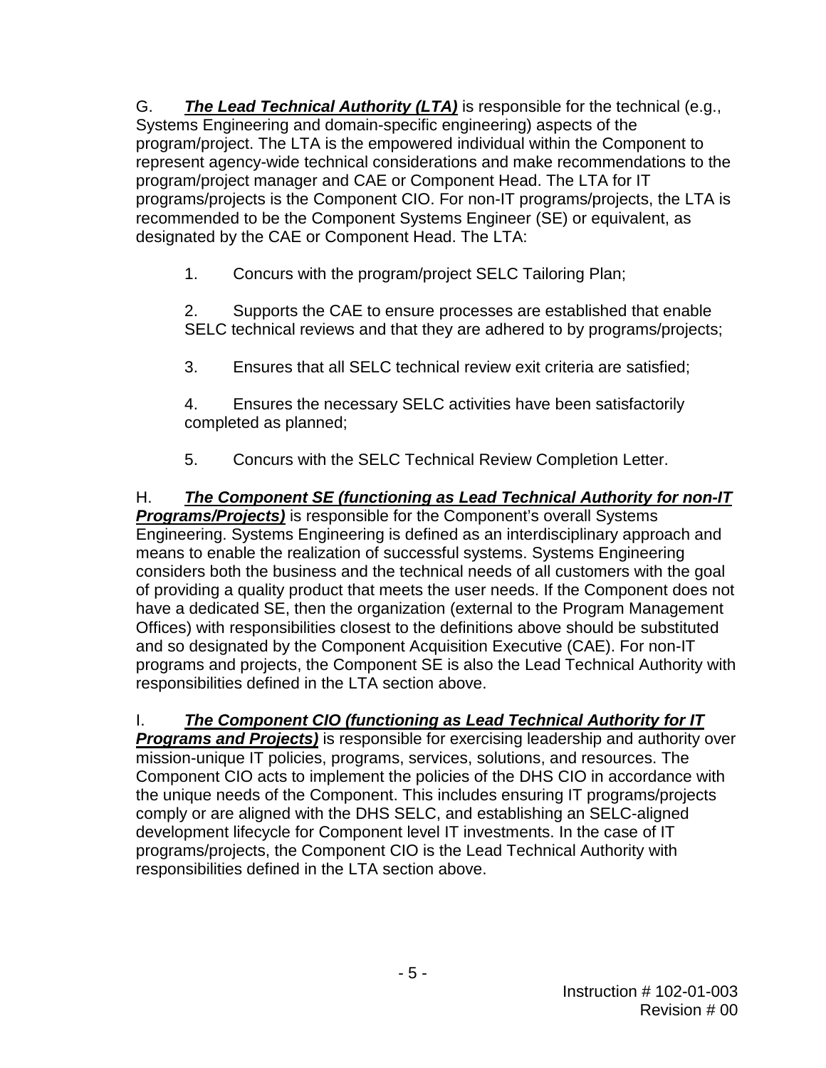G. ***The Lead Technical Authority (LTA)*** is responsible for the technical (e.g., Systems Engineering and domain-specific engineering) aspects of the program/project. The LTA is the empowered individual within the Component to represent agency-wide technical considerations and make recommendations to the program/project manager and CAE or Component Head. The LTA for IT programs/projects is the Component CIO. For non-IT programs/projects, the LTA is recommended to be the Component Systems Engineer (SE) or equivalent, as designated by the CAE or Component Head. The LTA:

1. Concurs with the program/project SELC Tailoring Plan;

2. Supports the CAE to ensure processes are established that enable SELC technical reviews and that they are adhered to by programs/projects;

3. Ensures that all SELC technical review exit criteria are satisfied;

4. Ensures the necessary SELC activities have been satisfactorily completed as planned;

5. Concurs with the SELC Technical Review Completion Letter.

H. ***The Component SE (functioning as Lead Technical Authority for non-IT Programs/Projects)*** is responsible for the Component's overall Systems Engineering. Systems Engineering is defined as an interdisciplinary approach and means to enable the realization of successful systems. Systems Engineering considers both the business and the technical needs of all customers with the goal of providing a quality product that meets the user needs. If the Component does not have a dedicated SE, then the organization (external to the Program Management Offices) with responsibilities closest to the definitions above should be substituted and so designated by the Component Acquisition Executive (CAE). For non-IT programs and projects, the Component SE is also the Lead Technical Authority with responsibilities defined in the LTA section above.

I. ***The Component CIO (functioning as Lead Technical Authority for IT Programs and Projects)*** is responsible for exercising leadership and authority over mission-unique IT policies, programs, services, solutions, and resources. The Component CIO acts to implement the policies of the DHS CIO in accordance with the unique needs of the Component. This includes ensuring IT programs/projects comply or are aligned with the DHS SELC, and establishing an SELC-aligned development lifecycle for Component level IT investments. In the case of IT programs/projects, the Component CIO is the Lead Technical Authority with responsibilities defined in the LTA section above.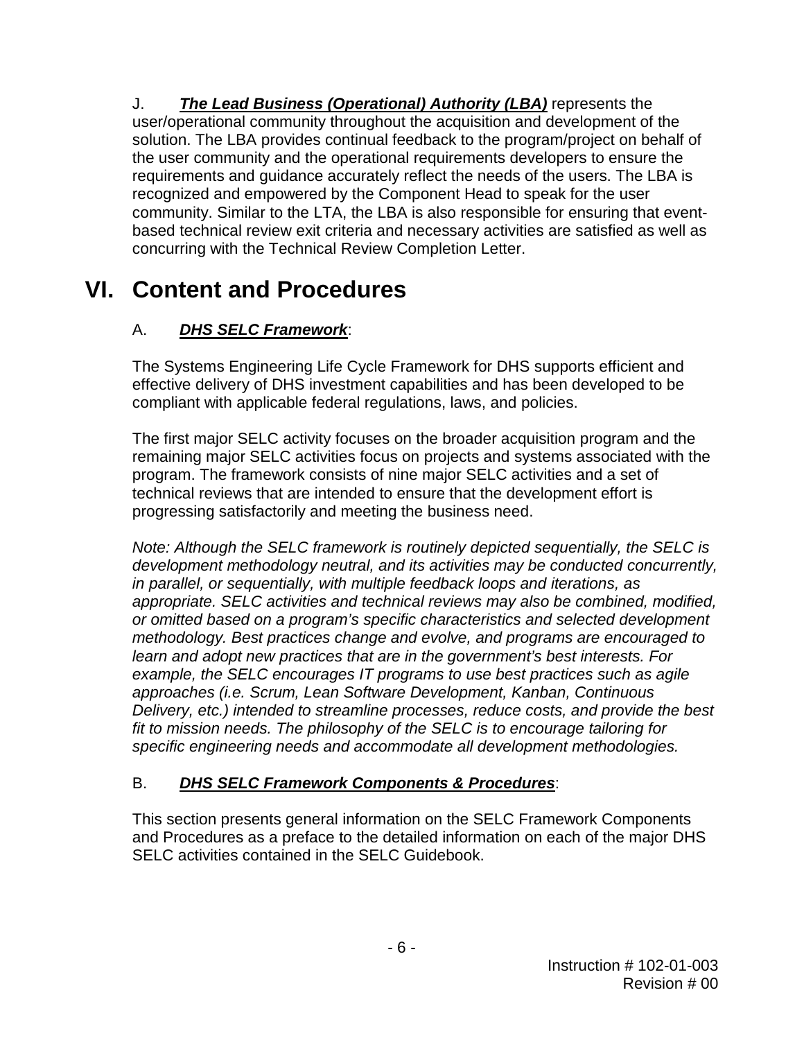J. ***The Lead Business (Operational) Authority (LBA)*** represents the user/operational community throughout the acquisition and development of the solution. The LBA provides continual feedback to the program/project on behalf of the user community and the operational requirements developers to ensure the requirements and guidance accurately reflect the needs of the users. The LBA is recognized and empowered by the Component Head to speak for the user community. Similar to the LTA, the LBA is also responsible for ensuring that event-based technical review exit criteria and necessary activities are satisfied as well as concurring with the Technical Review Completion Letter.

# VI. Content and Procedures

A. ***DHS SELC Framework***:

The Systems Engineering Life Cycle Framework for DHS supports efficient and effective delivery of DHS investment capabilities and has been developed to be compliant with applicable federal regulations, laws, and policies.

The first major SELC activity focuses on the broader acquisition program and the remaining major SELC activities focus on projects and systems associated with the program. The framework consists of nine major SELC activities and a set of technical reviews that are intended to ensure that the development effort is progressing satisfactorily and meeting the business need.

*Note: Although the SELC framework is routinely depicted sequentially, the SELC is development methodology neutral, and its activities may be conducted concurrently, in parallel, or sequentially, with multiple feedback loops and iterations, as appropriate. SELC activities and technical reviews may also be combined, modified, or omitted based on a program's specific characteristics and selected development methodology. Best practices change and evolve, and programs are encouraged to learn and adopt new practices that are in the government's best interests. For example, the SELC encourages IT programs to use best practices such as agile approaches (i.e. Scrum, Lean Software Development, Kanban, Continuous Delivery, etc.) intended to streamline processes, reduce costs, and provide the best fit to mission needs. The philosophy of the SELC is to encourage tailoring for specific engineering needs and accommodate all development methodologies.*

B. ***DHS SELC Framework Components & Procedures***:

This section presents general information on the SELC Framework Components and Procedures as a preface to the detailed information on each of the major DHS SELC activities contained in the SELC Guidebook.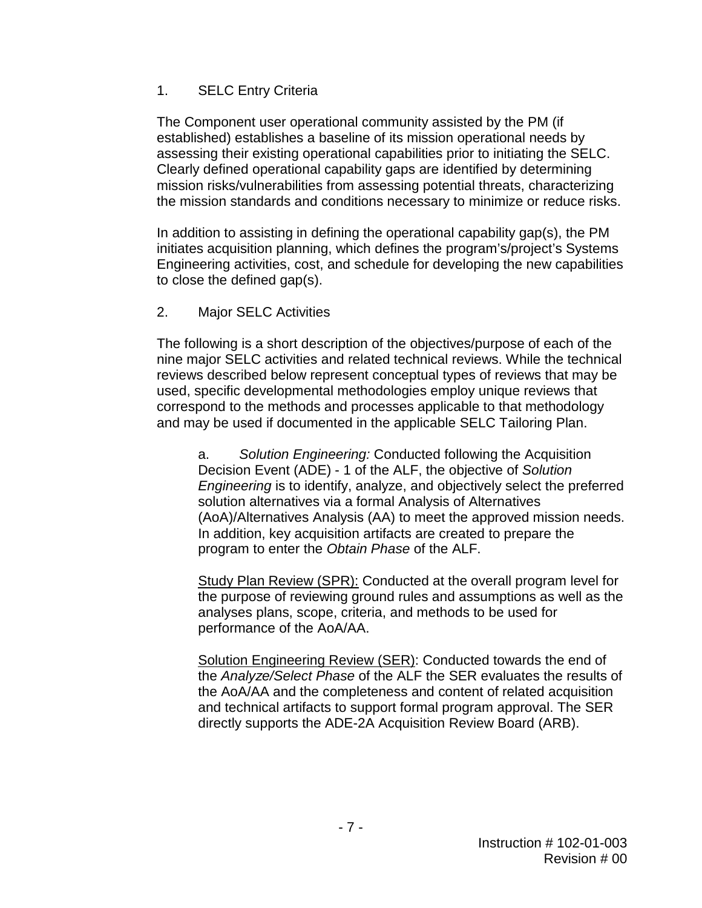## 1. SELC Entry Criteria

The Component user operational community assisted by the PM (if established) establishes a baseline of its mission operational needs by assessing their existing operational capabilities prior to initiating the SELC. Clearly defined operational capability gaps are identified by determining mission risks/vulnerabilities from assessing potential threats, characterizing the mission standards and conditions necessary to minimize or reduce risks.

In addition to assisting in defining the operational capability gap(s), the PM initiates acquisition planning, which defines the program's/project's Systems Engineering activities, cost, and schedule for developing the new capabilities to close the defined gap(s).

## 2. Major SELC Activities

The following is a short description of the objectives/purpose of each of the nine major SELC activities and related technical reviews. While the technical reviews described below represent conceptual types of reviews that may be used, specific developmental methodologies employ unique reviews that correspond to the methods and processes applicable to that methodology and may be used if documented in the applicable SELC Tailoring Plan.

a. *Solution Engineering:* Conducted following the Acquisition Decision Event (ADE) - 1 of the ALF, the objective of *Solution Engineering* is to identify, analyze, and objectively select the preferred solution alternatives via a formal Analysis of Alternatives (AoA)/Alternatives Analysis (AA) to meet the approved mission needs. In addition, key acquisition artifacts are created to prepare the program to enter the *Obtain Phase* of the ALF.

<u>Study Plan Review (SPR):</u> Conducted at the overall program level for the purpose of reviewing ground rules and assumptions as well as the analyses plans, scope, criteria, and methods to be used for performance of the AoA/AA.

<u>Solution Engineering Review (SER)</u>: Conducted towards the end of the *Analyze/Select Phase* of the ALF the SER evaluates the results of the AoA/AA and the completeness and content of related acquisition and technical artifacts to support formal program approval. The SER directly supports the ADE-2A Acquisition Review Board (ARB).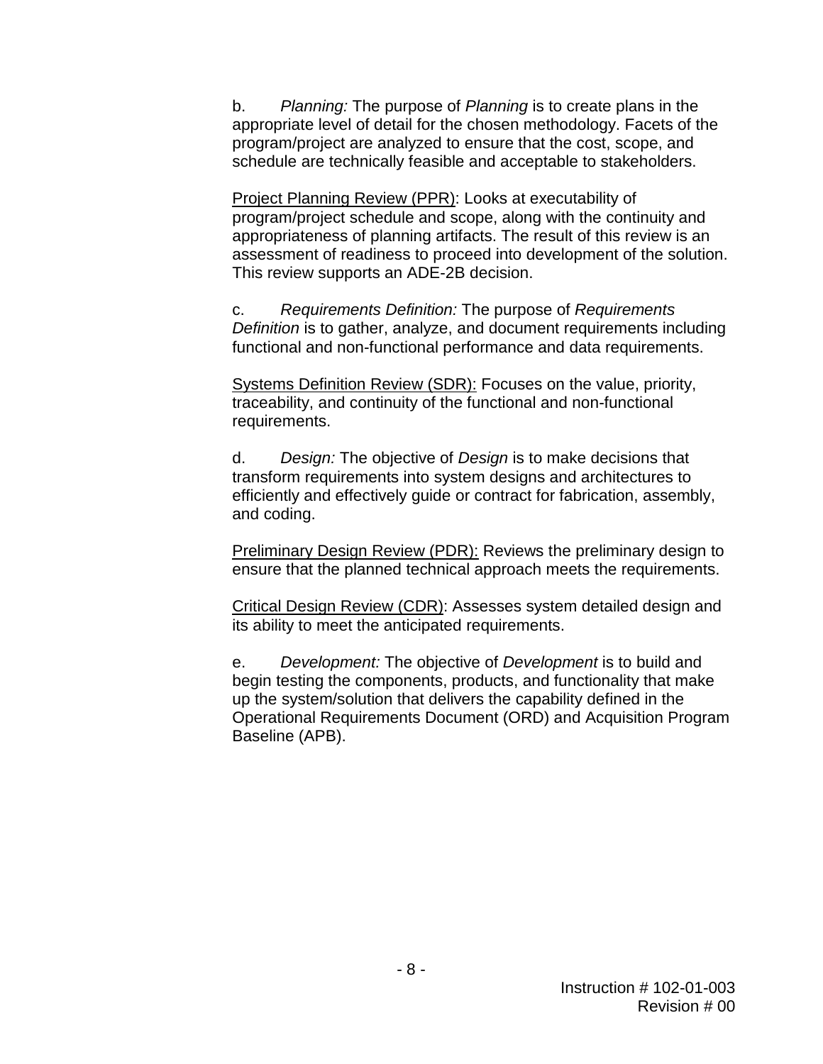b. *Planning:* The purpose of *Planning* is to create plans in the appropriate level of detail for the chosen methodology. Facets of the program/project are analyzed to ensure that the cost, scope, and schedule are technically feasible and acceptable to stakeholders.

<u>Project Planning Review (PPR)</u>: Looks at executability of program/project schedule and scope, along with the continuity and appropriateness of planning artifacts. The result of this review is an assessment of readiness to proceed into development of the solution. This review supports an ADE-2B decision.

c. *Requirements Definition:* The purpose of *Requirements Definition* is to gather, analyze, and document requirements including functional and non-functional performance and data requirements.

<u>Systems Definition Review (SDR):</u> Focuses on the value, priority, traceability, and continuity of the functional and non-functional requirements.

d. *Design:* The objective of *Design* is to make decisions that transform requirements into system designs and architectures to efficiently and effectively guide or contract for fabrication, assembly, and coding.

<u>Preliminary Design Review (PDR):</u> Reviews the preliminary design to ensure that the planned technical approach meets the requirements.

<u>Critical Design Review (CDR)</u>: Assesses system detailed design and its ability to meet the anticipated requirements.

e. *Development:* The objective of *Development* is to build and begin testing the components, products, and functionality that make up the system/solution that delivers the capability defined in the Operational Requirements Document (ORD) and Acquisition Program Baseline (APB).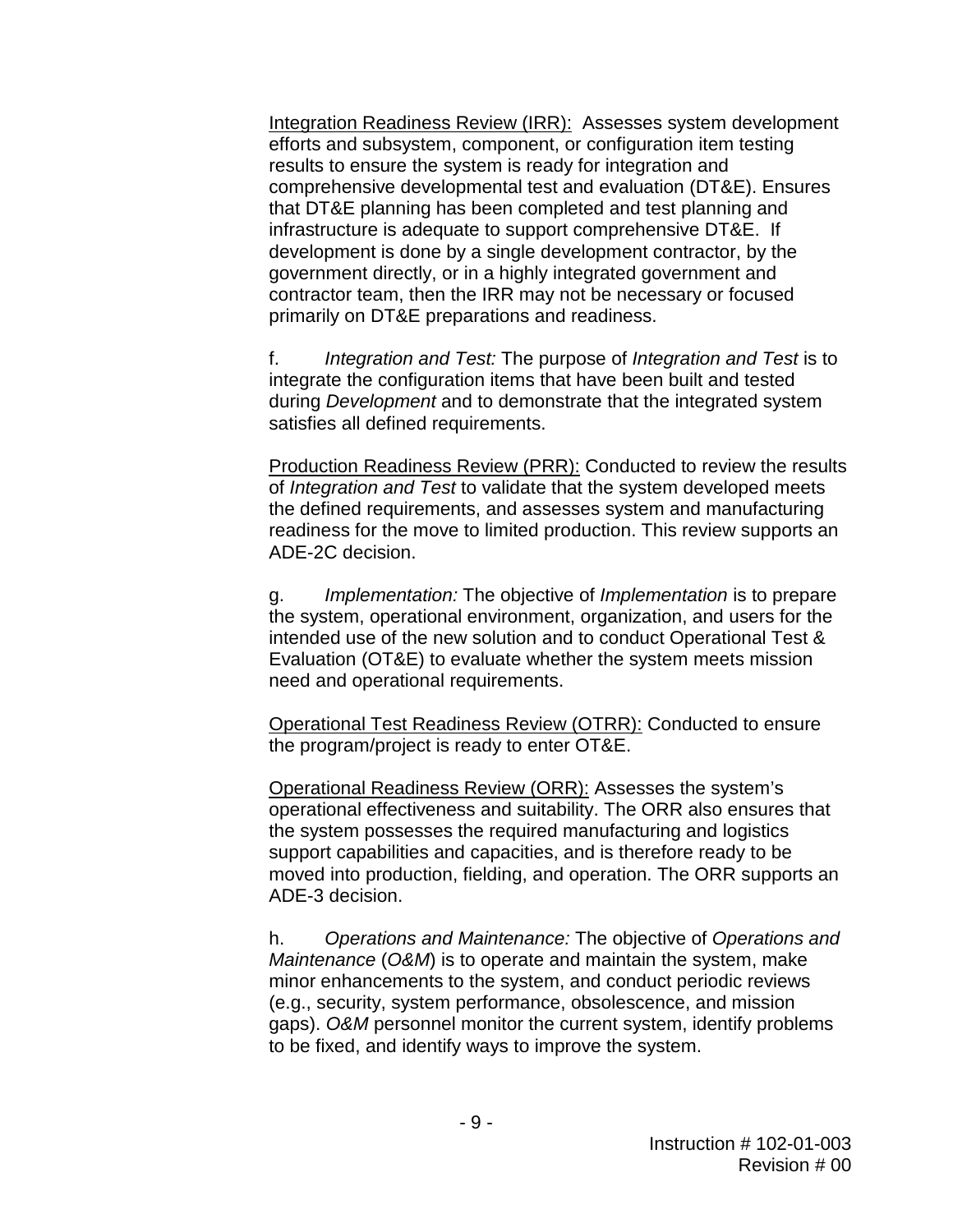Integration Readiness Review (IRR): Assesses system development efforts and subsystem, component, or configuration item testing results to ensure the system is ready for integration and comprehensive developmental test and evaluation (DT&E). Ensures that DT&E planning has been completed and test planning and infrastructure is adequate to support comprehensive DT&E. If development is done by a single development contractor, by the government directly, or in a highly integrated government and contractor team, then the IRR may not be necessary or focused primarily on DT&E preparations and readiness.

f. *Integration and Test:* The purpose of *Integration and Test* is to integrate the configuration items that have been built and tested during *Development* and to demonstrate that the integrated system satisfies all defined requirements.

Production Readiness Review (PRR): Conducted to review the results of *Integration and Test* to validate that the system developed meets the defined requirements, and assesses system and manufacturing readiness for the move to limited production. This review supports an ADE-2C decision.

g. *Implementation:* The objective of *Implementation* is to prepare the system, operational environment, organization, and users for the intended use of the new solution and to conduct Operational Test & Evaluation (OT&E) to evaluate whether the system meets mission need and operational requirements.

Operational Test Readiness Review (OTRR): Conducted to ensure the program/project is ready to enter OT&E.

Operational Readiness Review (ORR): Assesses the system's operational effectiveness and suitability. The ORR also ensures that the system possesses the required manufacturing and logistics support capabilities and capacities, and is therefore ready to be moved into production, fielding, and operation. The ORR supports an ADE-3 decision.

h. *Operations and Maintenance:* The objective of *Operations and Maintenance* (*O&M*) is to operate and maintain the system, make minor enhancements to the system, and conduct periodic reviews (e.g., security, system performance, obsolescence, and mission gaps). *O&M* personnel monitor the current system, identify problems to be fixed, and identify ways to improve the system.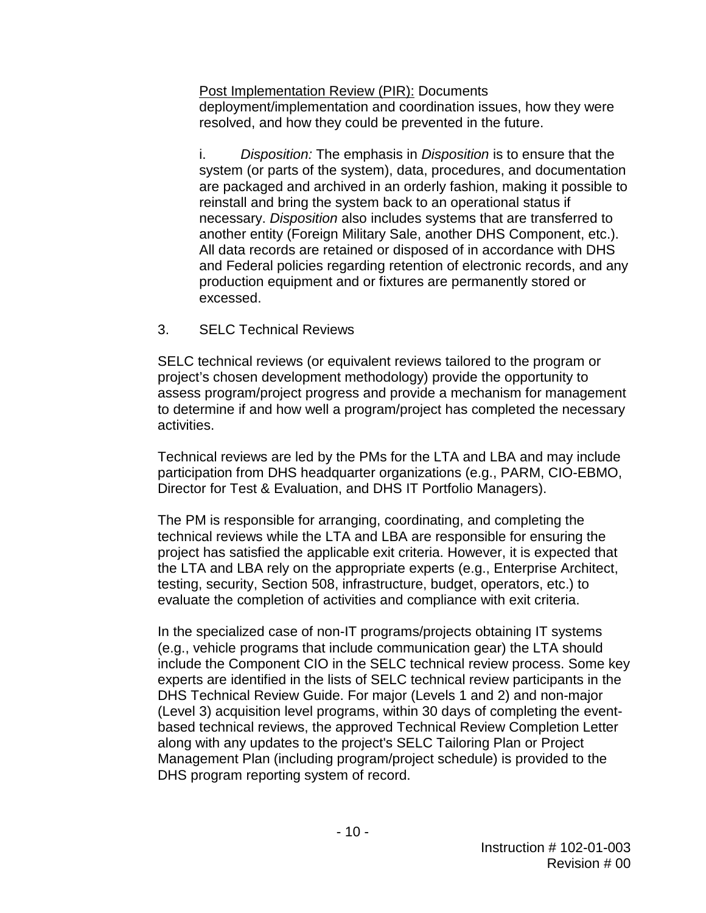Post Implementation Review (PIR): Documents deployment/implementation and coordination issues, how they were resolved, and how they could be prevented in the future.

i. *Disposition:* The emphasis in *Disposition* is to ensure that the system (or parts of the system), data, procedures, and documentation are packaged and archived in an orderly fashion, making it possible to reinstall and bring the system back to an operational status if necessary. *Disposition* also includes systems that are transferred to another entity (Foreign Military Sale, another DHS Component, etc.). All data records are retained or disposed of in accordance with DHS and Federal policies regarding retention of electronic records, and any production equipment and or fixtures are permanently stored or excessed.

3. SELC Technical Reviews

SELC technical reviews (or equivalent reviews tailored to the program or project's chosen development methodology) provide the opportunity to assess program/project progress and provide a mechanism for management to determine if and how well a program/project has completed the necessary activities.

Technical reviews are led by the PMs for the LTA and LBA and may include participation from DHS headquarter organizations (e.g., PARM, CIO-EBMO, Director for Test & Evaluation, and DHS IT Portfolio Managers).

The PM is responsible for arranging, coordinating, and completing the technical reviews while the LTA and LBA are responsible for ensuring the project has satisfied the applicable exit criteria. However, it is expected that the LTA and LBA rely on the appropriate experts (e.g., Enterprise Architect, testing, security, Section 508, infrastructure, budget, operators, etc.) to evaluate the completion of activities and compliance with exit criteria.

In the specialized case of non-IT programs/projects obtaining IT systems (e.g., vehicle programs that include communication gear) the LTA should include the Component CIO in the SELC technical review process. Some key experts are identified in the lists of SELC technical review participants in the DHS Technical Review Guide. For major (Levels 1 and 2) and non-major (Level 3) acquisition level programs, within 30 days of completing the event-based technical reviews, the approved Technical Review Completion Letter along with any updates to the project's SELC Tailoring Plan or Project Management Plan (including program/project schedule) is provided to the DHS program reporting system of record.

Instruction # 102-01-003
Revision # 00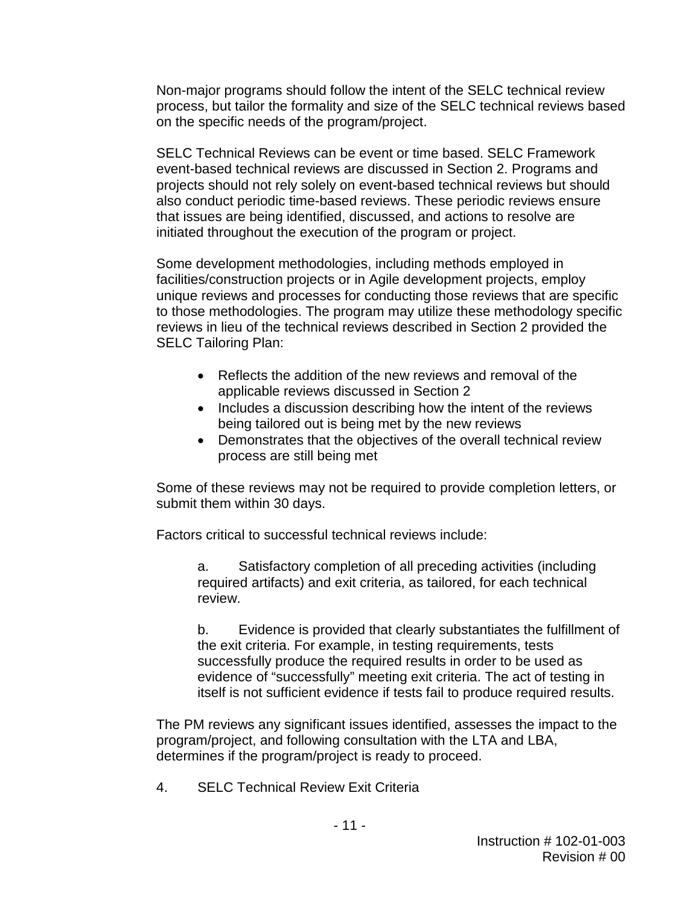Non-major programs should follow the intent of the SELC technical review process, but tailor the formality and size of the SELC technical reviews based on the specific needs of the program/project.

SELC Technical Reviews can be event or time based. SELC Framework event-based technical reviews are discussed in Section 2. Programs and projects should not rely solely on event-based technical reviews but should also conduct periodic time-based reviews. These periodic reviews ensure that issues are being identified, discussed, and actions to resolve are initiated throughout the execution of the program or project.

Some development methodologies, including methods employed in facilities/construction projects or in Agile development projects, employ unique reviews and processes for conducting those reviews that are specific to those methodologies. The program may utilize these methodology specific reviews in lieu of the technical reviews described in Section 2 provided the SELC Tailoring Plan:

- Reflects the addition of the new reviews and removal of the applicable reviews discussed in Section 2
- Includes a discussion describing how the intent of the reviews being tailored out is being met by the new reviews
- Demonstrates that the objectives of the overall technical review process are still being met

Some of these reviews may not be required to provide completion letters, or submit them within 30 days.

Factors critical to successful technical reviews include:

a. Satisfactory completion of all preceding activities (including required artifacts) and exit criteria, as tailored, for each technical review.

b. Evidence is provided that clearly substantiates the fulfillment of the exit criteria. For example, in testing requirements, tests successfully produce the required results in order to be used as evidence of "successfully" meeting exit criteria. The act of testing in itself is not sufficient evidence if tests fail to produce required results.

The PM reviews any significant issues identified, assesses the impact to the program/project, and following consultation with the LTA and LBA, determines if the program/project is ready to proceed.

## 4. SELC Technical Review Exit Criteria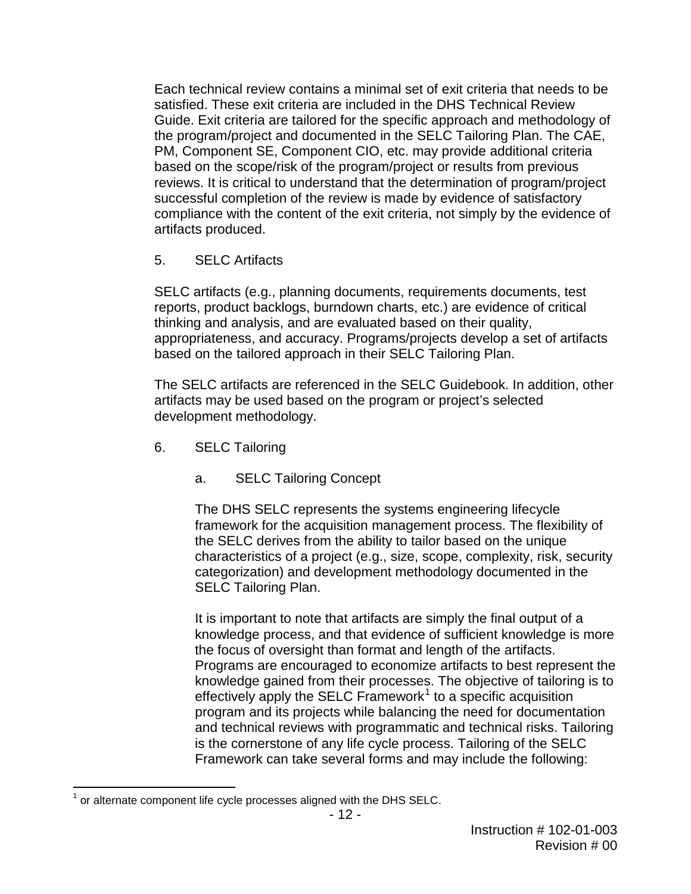Each technical review contains a minimal set of exit criteria that needs to be satisfied. These exit criteria are included in the DHS Technical Review Guide. Exit criteria are tailored for the specific approach and methodology of the program/project and documented in the SELC Tailoring Plan. The CAE, PM, Component SE, Component CIO, etc. may provide additional criteria based on the scope/risk of the program/project or results from previous reviews. It is critical to understand that the determination of program/project successful completion of the review is made by evidence of satisfactory compliance with the content of the exit criteria, not simply by the evidence of artifacts produced.

## 5. SELC Artifacts

SELC artifacts (e.g., planning documents, requirements documents, test reports, product backlogs, burndown charts, etc.) are evidence of critical thinking and analysis, and are evaluated based on their quality, appropriateness, and accuracy. Programs/projects develop a set of artifacts based on the tailored approach in their SELC Tailoring Plan.

The SELC artifacts are referenced in the SELC Guidebook. In addition, other artifacts may be used based on the program or project's selected development methodology.

## 6. SELC Tailoring

### a. SELC Tailoring Concept

The DHS SELC represents the systems engineering lifecycle framework for the acquisition management process. The flexibility of the SELC derives from the ability to tailor based on the unique characteristics of a project (e.g., size, scope, complexity, risk, security categorization) and development methodology documented in the SELC Tailoring Plan.

It is important to note that artifacts are simply the final output of a knowledge process, and that evidence of sufficient knowledge is more the focus of oversight than format and length of the artifacts. Programs are encouraged to economize artifacts to best represent the knowledge gained from their processes. The objective of tailoring is to effectively apply the SELC Framework[1] to a specific acquisition program and its projects while balancing the need for documentation and technical reviews with programmatic and technical risks. Tailoring is the cornerstone of any life cycle process. Tailoring of the SELC Framework can take several forms and may include the following:

[1] or alternate component life cycle processes aligned with the DHS SELC.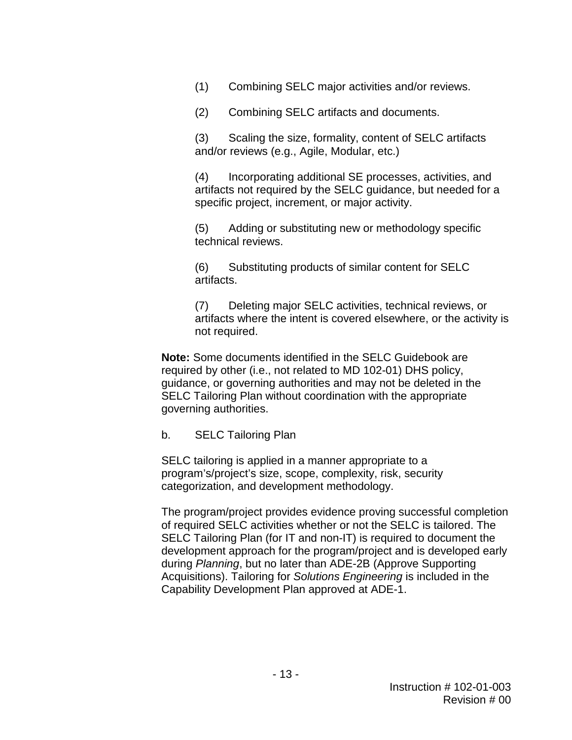(1) Combining SELC major activities and/or reviews.

(2) Combining SELC artifacts and documents.

(3) Scaling the size, formality, content of SELC artifacts and/or reviews (e.g., Agile, Modular, etc.)

(4) Incorporating additional SE processes, activities, and artifacts not required by the SELC guidance, but needed for a specific project, increment, or major activity.

(5) Adding or substituting new or methodology specific technical reviews.

(6) Substituting products of similar content for SELC artifacts.

(7) Deleting major SELC activities, technical reviews, or artifacts where the intent is covered elsewhere, or the activity is not required.

**Note:** Some documents identified in the SELC Guidebook are required by other (i.e., not related to MD 102-01) DHS policy, guidance, or governing authorities and may not be deleted in the SELC Tailoring Plan without coordination with the appropriate governing authorities.

b. SELC Tailoring Plan

SELC tailoring is applied in a manner appropriate to a program's/project's size, scope, complexity, risk, security categorization, and development methodology.

The program/project provides evidence proving successful completion of required SELC activities whether or not the SELC is tailored. The SELC Tailoring Plan (for IT and non-IT) is required to document the development approach for the program/project and is developed early during *Planning*, but no later than ADE-2B (Approve Supporting Acquisitions). Tailoring for *Solutions Engineering* is included in the Capability Development Plan approved at ADE-1.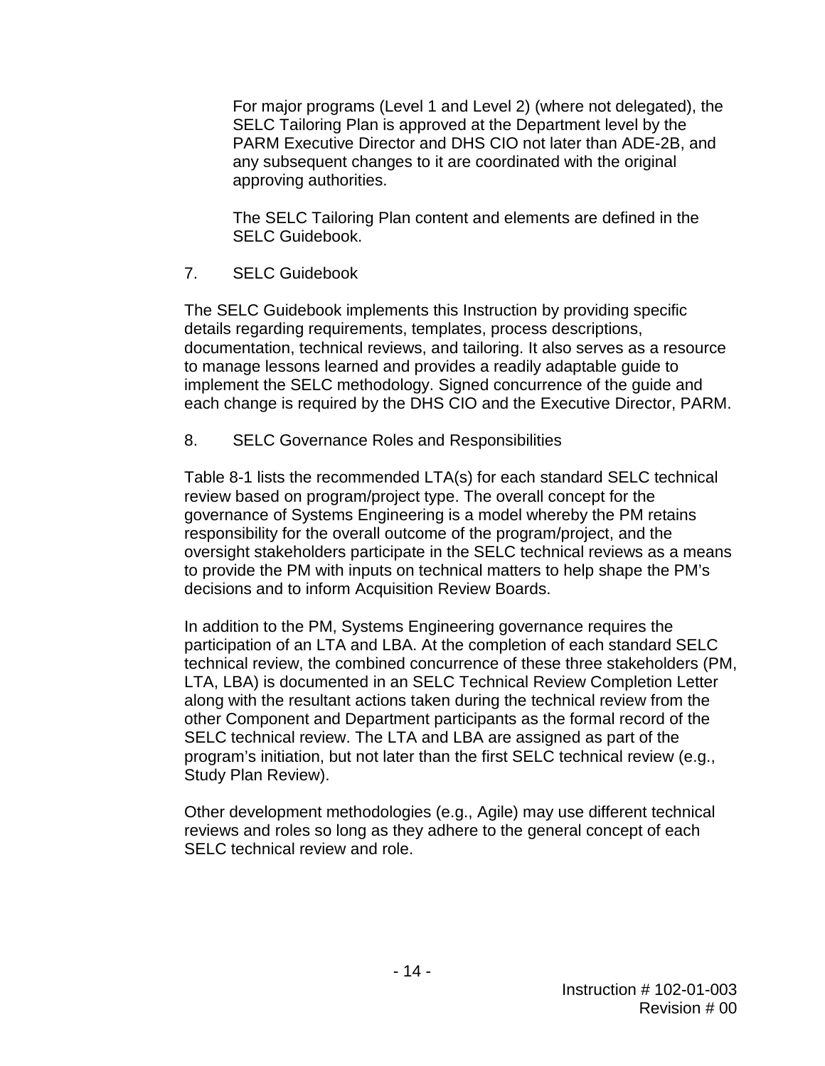For major programs (Level 1 and Level 2) (where not delegated), the SELC Tailoring Plan is approved at the Department level by the PARM Executive Director and DHS CIO not later than ADE-2B, and any subsequent changes to it are coordinated with the original approving authorities.

The SELC Tailoring Plan content and elements are defined in the SELC Guidebook.

## 7. SELC Guidebook

The SELC Guidebook implements this Instruction by providing specific details regarding requirements, templates, process descriptions, documentation, technical reviews, and tailoring. It also serves as a resource to manage lessons learned and provides a readily adaptable guide to implement the SELC methodology. Signed concurrence of the guide and each change is required by the DHS CIO and the Executive Director, PARM.

## 8. SELC Governance Roles and Responsibilities

Table 8-1 lists the recommended LTA(s) for each standard SELC technical review based on program/project type. The overall concept for the governance of Systems Engineering is a model whereby the PM retains responsibility for the overall outcome of the program/project, and the oversight stakeholders participate in the SELC technical reviews as a means to provide the PM with inputs on technical matters to help shape the PM's decisions and to inform Acquisition Review Boards.

In addition to the PM, Systems Engineering governance requires the participation of an LTA and LBA. At the completion of each standard SELC technical review, the combined concurrence of these three stakeholders (PM, LTA, LBA) is documented in an SELC Technical Review Completion Letter along with the resultant actions taken during the technical review from the other Component and Department participants as the formal record of the SELC technical review. The LTA and LBA are assigned as part of the program's initiation, but not later than the first SELC technical review (e.g., Study Plan Review).

Other development methodologies (e.g., Agile) may use different technical reviews and roles so long as they adhere to the general concept of each SELC technical review and role.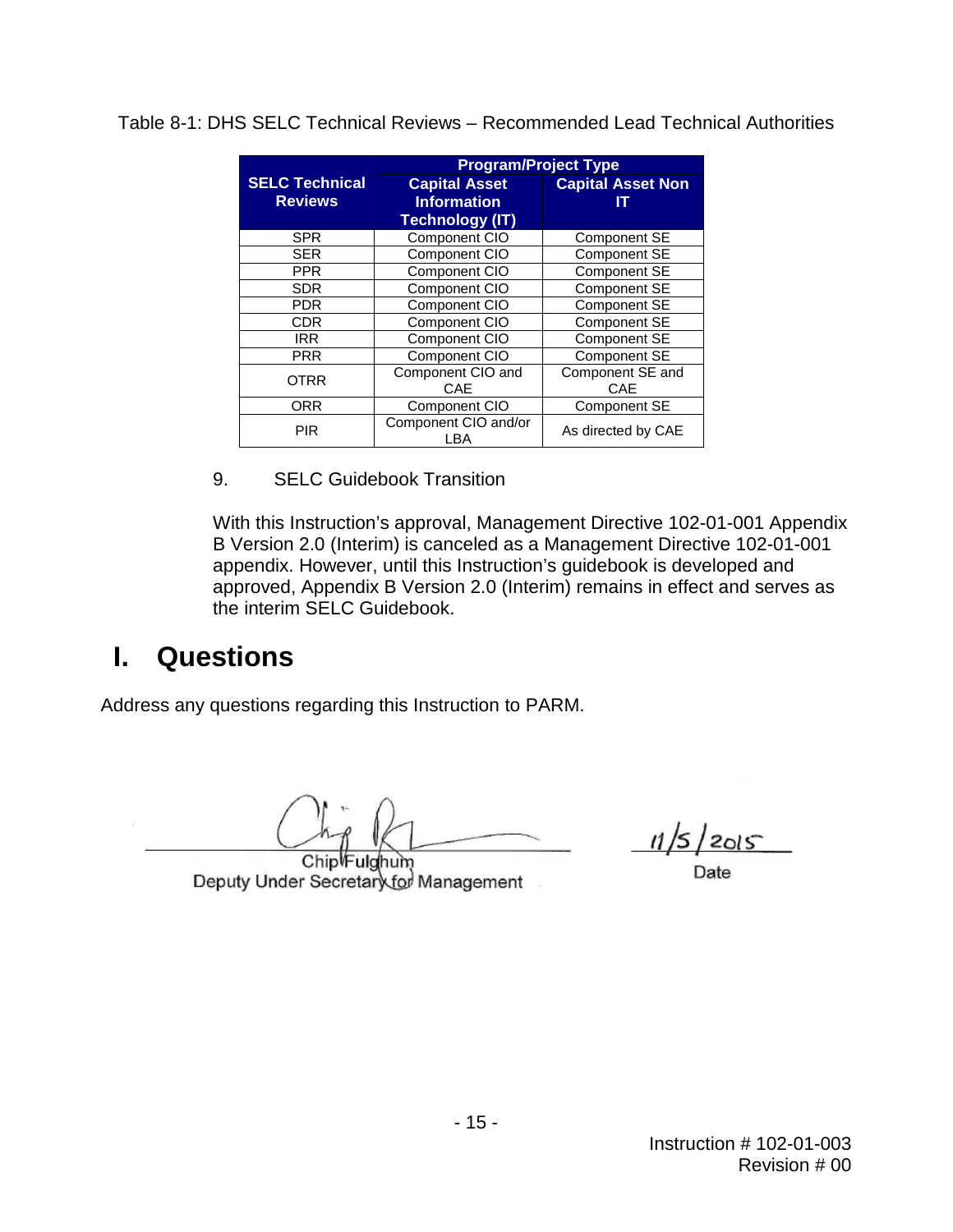Table 8-1: DHS SELC Technical Reviews – Recommended Lead Technical Authorities

| SELC Technical Reviews | Program/Project Type | |
|---|---|---|
| | Capital Asset Information Technology (IT) | Capital Asset Non IT |
| SPR | Component CIO | Component SE |
| SER | Component CIO | Component SE |
| PPR | Component CIO | Component SE |
| SDR | Component CIO | Component SE |
| PDR | Component CIO | Component SE |
| CDR | Component CIO | Component SE |
| IRR | Component CIO | Component SE |
| PRR | Component CIO | Component SE |
| OTRR | Component CIO and CAE | Component SE and CAE |
| ORR | Component CIO | Component SE |
| PIR | Component CIO and/or LBA | As directed by CAE |

9. SELC Guidebook Transition

With this Instruction's approval, Management Directive 102-01-001 Appendix B Version 2.0 (Interim) is canceled as a Management Directive 102-01-001 appendix. However, until this Instruction's guidebook is developed and approved, Appendix B Version 2.0 (Interim) remains in effect and serves as the interim SELC Guidebook.

# I. Questions

Address any questions regarding this Instruction to PARM.

Chip Fulghum
Deputy Under Secretary for Management

11/5/2015
Date

Instruction # 102-01-003
Revision # 00